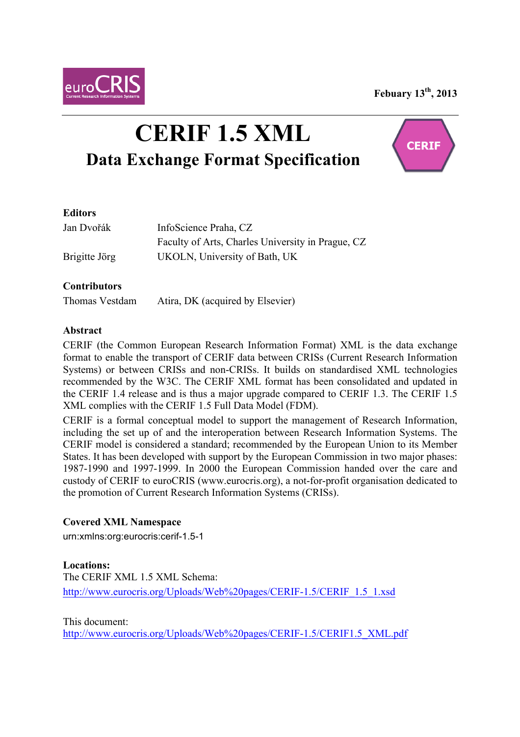Febuary 13th, 2013

# CERIF 1.5 XML

## Data Exchange Format Specification

**Editors**

| | |
|---|---|
| Jan Dvořák | InfoScience Praha, CZ |
| | Faculty of Arts, Charles University in Prague, CZ |
| Brigitte Jörg | UKOLN, University of Bath, UK |

**Contributors**

| | |
|---|---|
| Thomas Vestdam | Atira, DK (acquired by Elsevier) |

**Abstract**

CERIF (the Common European Research Information Format) XML is the data exchange format to enable the transport of CERIF data between CRISs (Current Research Information Systems) or between CRISs and non-CRISs. It builds on standardised XML technologies recommended by the W3C. The CERIF XML format has been consolidated and updated in the CERIF 1.4 release and is thus a major upgrade compared to CERIF 1.3. The CERIF 1.5 XML complies with the CERIF 1.5 Full Data Model (FDM).

CERIF is a formal conceptual model to support the management of Research Information, including the set up of and the interoperation between Research Information Systems. The CERIF model is considered a standard; recommended by the European Union to its Member States. It has been developed with support by the European Commission in two major phases: 1987-1990 and 1997-1999. In 2000 the European Commission handed over the care and custody of CERIF to euroCRIS (www.eurocris.org), a not-for-profit organisation dedicated to the promotion of Current Research Information Systems (CRISs).

**Covered XML Namespace**

urn:xmlns:org:eurocris:cerif-1.5-1

**Locations:**

The CERIF XML 1.5 XML Schema:
http://www.eurocris.org/Uploads/Web%20pages/CERIF-1.5/CERIF_1.5_1.xsd

This document:
http://www.eurocris.org/Uploads/Web%20pages/CERIF-1.5/CERIF1.5_XML.pdf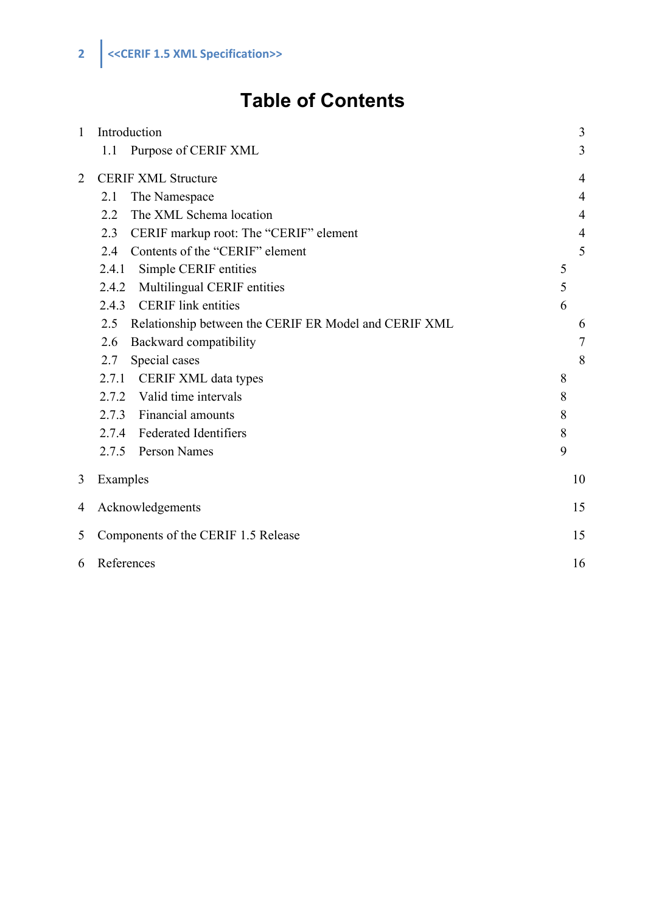# Table of Contents

1 Introduction 3
  1.1 Purpose of CERIF XML 3

2 CERIF XML Structure 4
  2.1 The Namespace 4
  2.2 The XML Schema location 4
  2.3 CERIF markup root: The “CERIF” element 4
  2.4 Contents of the “CERIF” element 5
  2.4.1 Simple CERIF entities 5
  2.4.2 Multilingual CERIF entities 5
  2.4.3 CERIF link entities 6
  2.5 Relationship between the CERIF ER Model and CERIF XML 6
  2.6 Backward compatibility 7
  2.7 Special cases 8
  2.7.1 CERIF XML data types 8
  2.7.2 Valid time intervals 8
  2.7.3 Financial amounts 8
  2.7.4 Federated Identifiers 8
  2.7.5 Person Names 9

3 Examples 10

4 Acknowledgements 15

5 Components of the CERIF 1.5 Release 15

6 References 16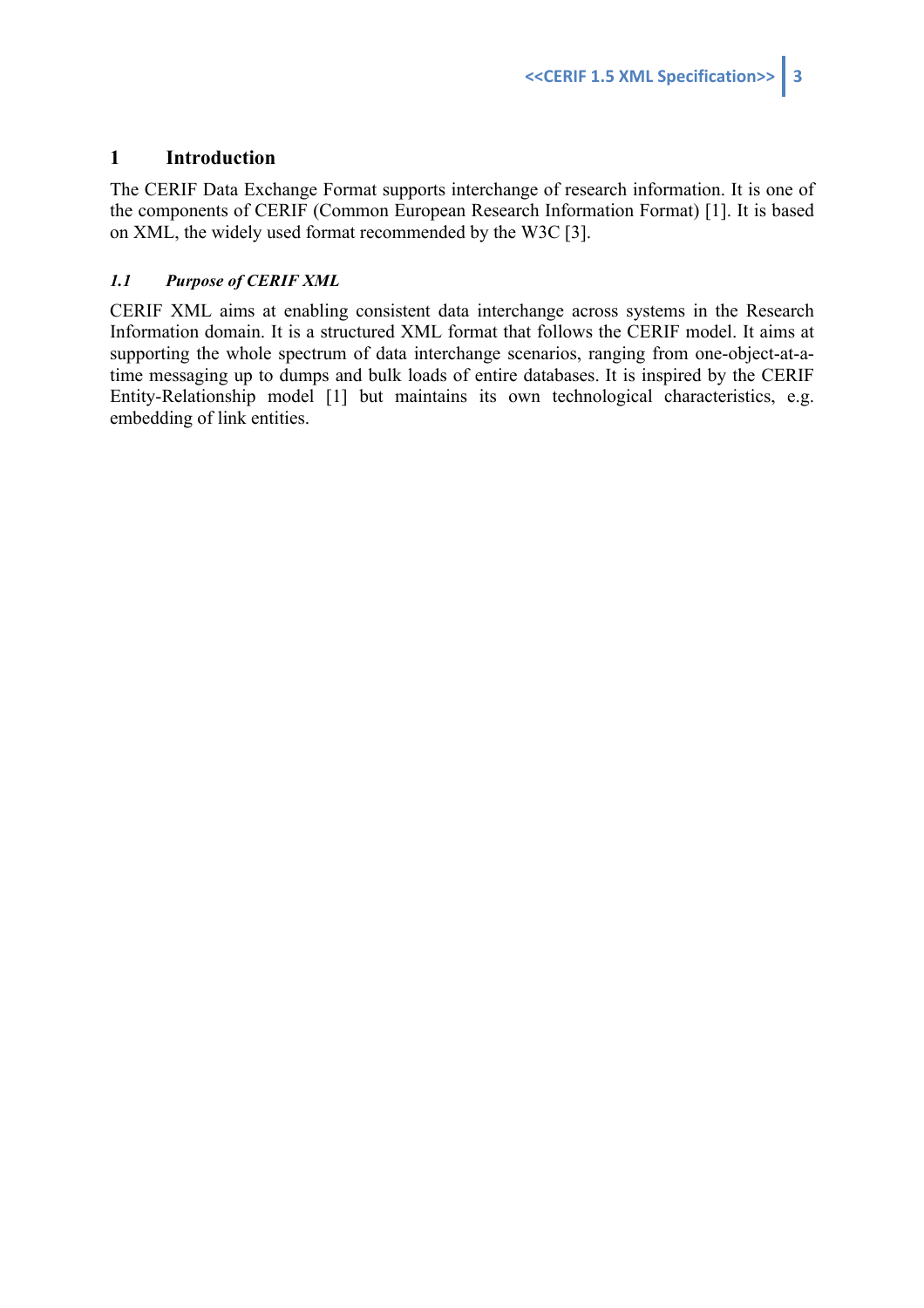# 1 Introduction

The CERIF Data Exchange Format supports interchange of research information. It is one of the components of CERIF (Common European Research Information Format) [1]. It is based on XML, the widely used format recommended by the W3C [3].

## *1.1 Purpose of CERIF XML*

CERIF XML aims at enabling consistent data interchange across systems in the Research Information domain. It is a structured XML format that follows the CERIF model. It aims at supporting the whole spectrum of data interchange scenarios, ranging from one-object-at-a-time messaging up to dumps and bulk loads of entire databases. It is inspired by the CERIF Entity-Relationship model [1] but maintains its own technological characteristics, e.g. embedding of link entities.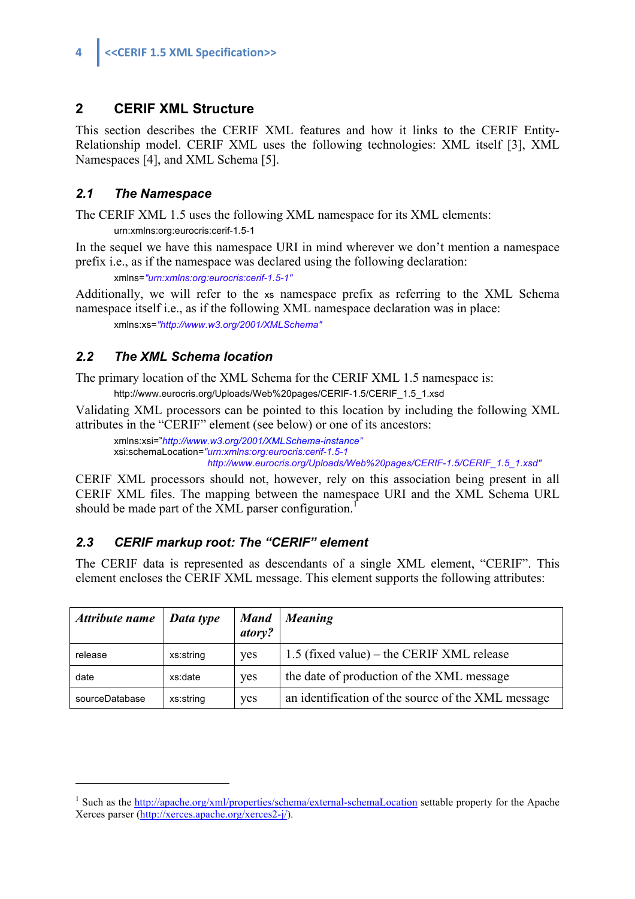## 2 CERIF XML Structure

This section describes the CERIF XML features and how it links to the CERIF Entity-Relationship model. CERIF XML uses the following technologies: XML itself [3], XML Namespaces [4], and XML Schema [5].

### 2.1 The Namespace

The CERIF XML 1.5 uses the following XML namespace for its XML elements:

```
urn:xmlns:org:eurocris:cerif-1.5-1
```

In the sequel we have this namespace URI in mind wherever we don't mention a namespace prefix i.e., as if the namespace was declared using the following declaration:

```
xmlns="urn:xmlns:org:eurocris:cerif-1.5-1"
```

Additionally, we will refer to the `xs` namespace prefix as referring to the XML Schema namespace itself i.e., as if the following XML namespace declaration was in place:

```
xmlns:xs="http://www.w3.org/2001/XMLSchema"
```

### 2.2 The XML Schema location

The primary location of the XML Schema for the CERIF XML 1.5 namespace is:

```
http://www.eurocris.org/Uploads/Web%20pages/CERIF-1.5/CERIF_1.5_1.xsd
```

Validating XML processors can be pointed to this location by including the following XML attributes in the "CERIF" element (see below) or one of its ancestors:

```
xmlns:xsi="http://www.w3.org/2001/XMLSchema-instance"
xsi:schemaLocation="urn:xmlns:org:eurocris:cerif-1.5-1
                    http://www.eurocris.org/Uploads/Web%20pages/CERIF-1.5/CERIF_1.5_1.xsd"
```

CERIF XML processors should not, however, rely on this association being present in all CERIF XML files. The mapping between the namespace URI and the XML Schema URL should be made part of the XML parser configuration.[1]

### 2.3 CERIF markup root: The "CERIF" element

The CERIF data is represented as descendants of a single XML element, "CERIF". This element encloses the CERIF XML message. This element supports the following attributes:

| *Attribute name* | *Data type* | *Mandatory?* | *Meaning* |
|---|---|---|---|
| release | xs:string | yes | 1.5 (fixed value) – the CERIF XML release |
| date | xs:date | yes | the date of production of the XML message |
| sourceDatabase | xs:string | yes | an identification of the source of the XML message |

[1] Such as the http://apache.org/xml/properties/schema/external-schemaLocation settable property for the Apache Xerces parser (http://xerces.apache.org/xerces2-j/).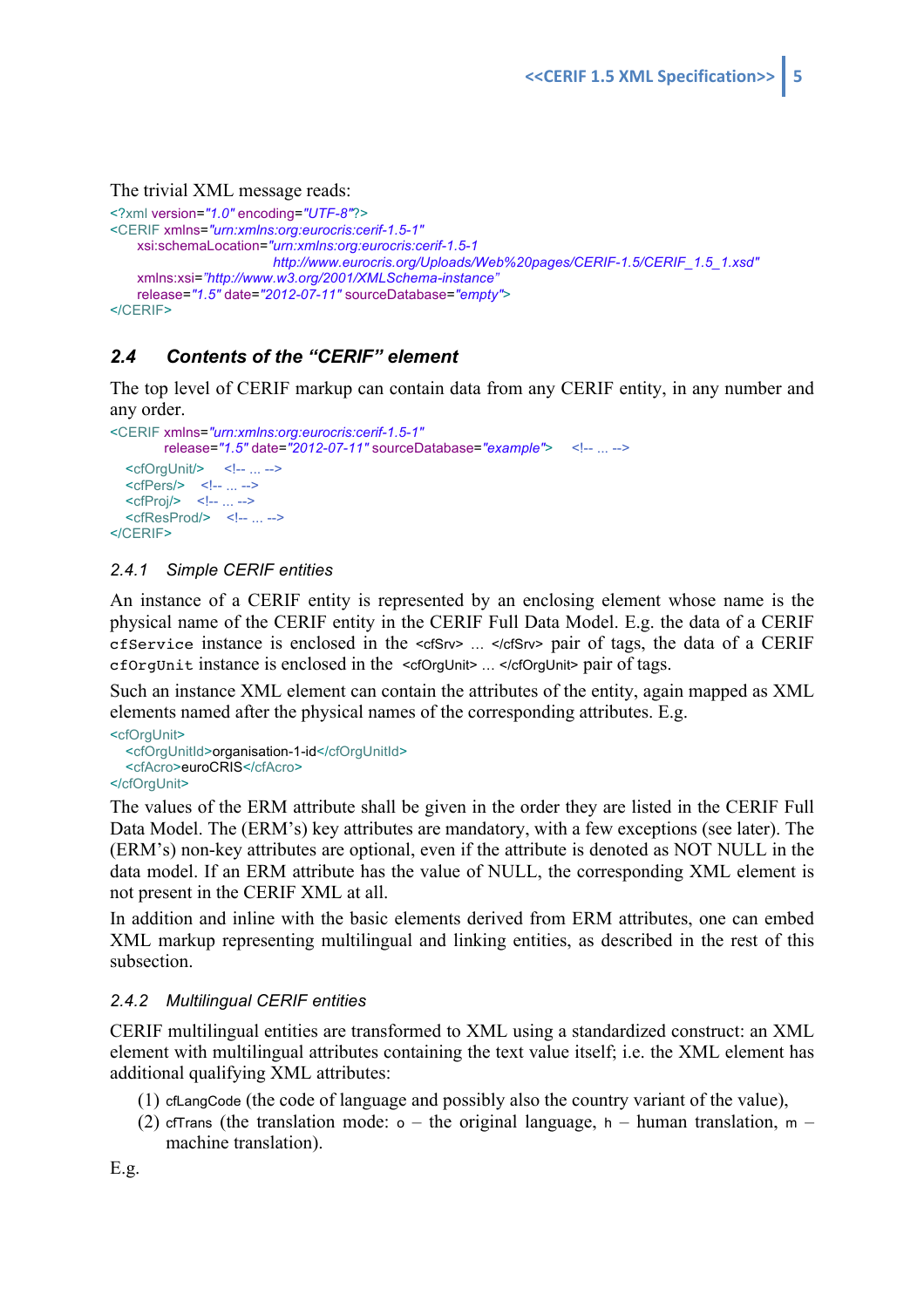The trivial XML message reads:

```
<?xml version="1.0" encoding="UTF-8"?>
<CERIF xmlns="urn:xmlns:org:eurocris:cerif-1.5-1"
     xsi:schemaLocation="urn:xmlns:org:eurocris:cerif-1.5-1
                              http://www.eurocris.org/Uploads/Web%20pages/CERIF-1.5/CERIF_1.5_1.xsd"
     xmlns:xsi="http://www.w3.org/2001/XMLSchema-instance"
     release="1.5" date="2012-07-11" sourceDatabase="empty">
</CERIF>
```

### 2.4 Contents of the "CERIF" element

The top level of CERIF markup can contain data from any CERIF entity, in any number and any order.

```
<CERIF xmlns="urn:xmlns:org:eurocris:cerif-1.5-1"
          release="1.5" date="2012-07-11" sourceDatabase="example">    <!-- ... -->
   <cfOrgUnit/>    <!-- ... -->
   <cfPers/>    <!-- ... -->
   <cfProj/>    <!-- ... -->
   <cfResProd/>    <!-- ... -->
</CERIF>
```

#### 2.4.1 Simple CERIF entities

An instance of a CERIF entity is represented by an enclosing element whose name is the physical name of the CERIF entity in the CERIF Full Data Model. E.g. the data of a CERIF `cfService` instance is enclosed in the `<cfSrv> ... </cfSrv>` pair of tags, the data of a CERIF `cfOrgUnit` instance is enclosed in the `<cfOrgUnit> ... </cfOrgUnit>` pair of tags.

Such an instance XML element can contain the attributes of the entity, again mapped as XML elements named after the physical names of the corresponding attributes. E.g.

```
<cfOrgUnit>
   <cfOrgUnitId>organisation-1-id</cfOrgUnitId>
   <cfAcro>euroCRIS</cfAcro>
</cfOrgUnit>
```

The values of the ERM attribute shall be given in the order they are listed in the CERIF Full Data Model. The (ERM's) key attributes are mandatory, with a few exceptions (see later). The (ERM's) non-key attributes are optional, even if the attribute is denoted as NOT NULL in the data model. If an ERM attribute has the value of NULL, the corresponding XML element is not present in the CERIF XML at all.

In addition and inline with the basic elements derived from ERM attributes, one can embed XML markup representing multilingual and linking entities, as described in the rest of this subsection.

#### 2.4.2 Multilingual CERIF entities

CERIF multilingual entities are transformed to XML using a standardized construct: an XML element with multilingual attributes containing the text value itself; i.e. the XML element has additional qualifying XML attributes:

(1) `cfLangCode` (the code of language and possibly also the country variant of the value),
(2) `cfTrans` (the translation mode: `o` – the original language, `h` – human translation, `m` – machine translation).

E.g.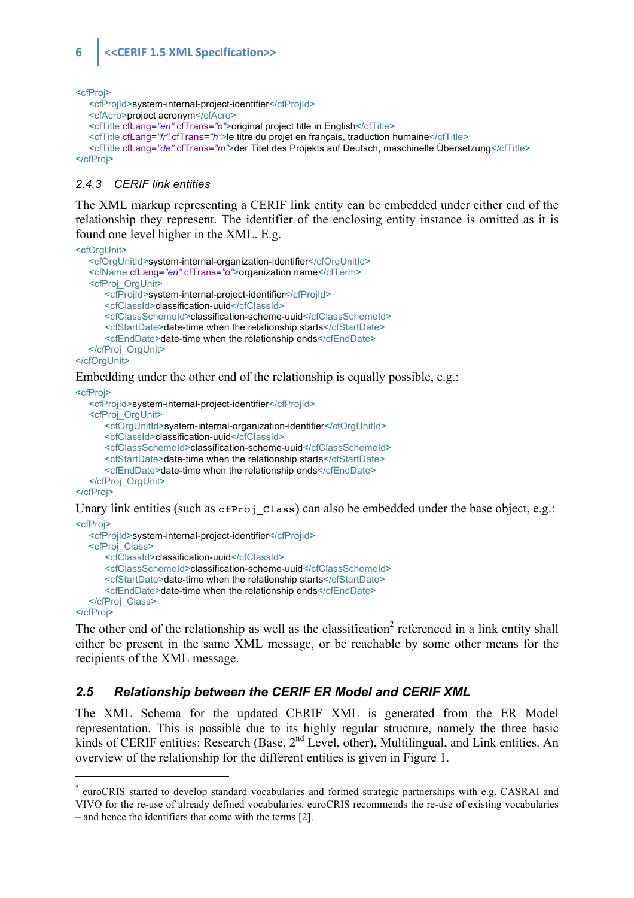```
<cfProj>
    <cfProjId>system-internal-project-identifier</cfProjId>
    <cfAcro>project acronym</cfAcro>
    <cfTitle cfLang="en" cfTrans="o">original project title in English</cfTitle>
    <cfTitle cfLang="fr" cfTrans="h">le titre du projet en français, traduction humaine</cfTitle>
    <cfTitle cfLang="de" cfTrans="m">der Titel des Projekts auf Deutsch, maschinelle Übersetzung</cfTitle>
</cfProj>
```

### 2.4.3 CERIF link entities

The XML markup representing a CERIF link entity can be embedded under either end of the relationship they represent. The identifier of the enclosing entity instance is omitted as it is found one level higher in the XML. E.g.

```
<cfOrgUnit>
    <cfOrgUnitId>system-internal-organization-identifier</cfOrgUnitId>
    <cfName cfLang="en" cfTrans="o">organization name</cfTerm>
    <cfProj_OrgUnit>
        <cfProjId>system-internal-project-identifier</cfProjId>
        <cfClassId>classification-uuid</cfClassId>
        <cfClassSchemeId>classification-scheme-uuid</cfClassSchemeId>
        <cfStartDate>date-time when the relationship starts</cfStartDate>
        <cfEndDate>date-time when the relationship ends</cfEndDate>
    </cfProj_OrgUnit>
</cfOrgUnit>
```

Embedding under the other end of the relationship is equally possible, e.g.:

```
<cfProj>
    <cfProjId>system-internal-project-identifier</cfProjId>
    <cfProj_OrgUnit>
        <cfOrgUnitId>system-internal-organization-identifier</cfOrgUnitId>
        <cfClassId>classification-uuid</cfClassId>
        <cfClassSchemeId>classification-scheme-uuid</cfClassSchemeId>
        <cfStartDate>date-time when the relationship starts</cfStartDate>
        <cfEndDate>date-time when the relationship ends</cfEndDate>
    </cfProj_OrgUnit>
</cfProj>
```

Unary link entities (such as `cfProj_Class`) can also be embedded under the base object, e.g.:

```
<cfProj>
    <cfProjId>system-internal-project-identifier</cfProjId>
    <cfProj_Class>
        <cfClassId>classification-uuid</cfClassId>
        <cfClassSchemeId>classification-scheme-uuid</cfClassSchemeId>
        <cfStartDate>date-time when the relationship starts</cfStartDate>
        <cfEndDate>date-time when the relationship ends</cfEndDate>
    </cfProj_Class>
</cfProj>
```

The other end of the relationship as well as the classification[2] referenced in a link entity shall either be present in the same XML message, or be reachable by some other means for the recipients of the XML message.

## 2.5 Relationship between the CERIF ER Model and CERIF XML

The XML Schema for the updated CERIF XML is generated from the ER Model representation. This is possible due to its highly regular structure, namely the three basic kinds of CERIF entities: Research (Base, 2nd Level, other), Multilingual, and Link entities. An overview of the relationship for the different entities is given in Figure 1.

---

[2] euroCRIS started to develop standard vocabularies and formed strategic partnerships with e.g. CASRAI and VIVO for the re-use of already defined vocabularies. euroCRIS recommends the re-use of existing vocabularies – and hence the identifiers that come with the terms [2].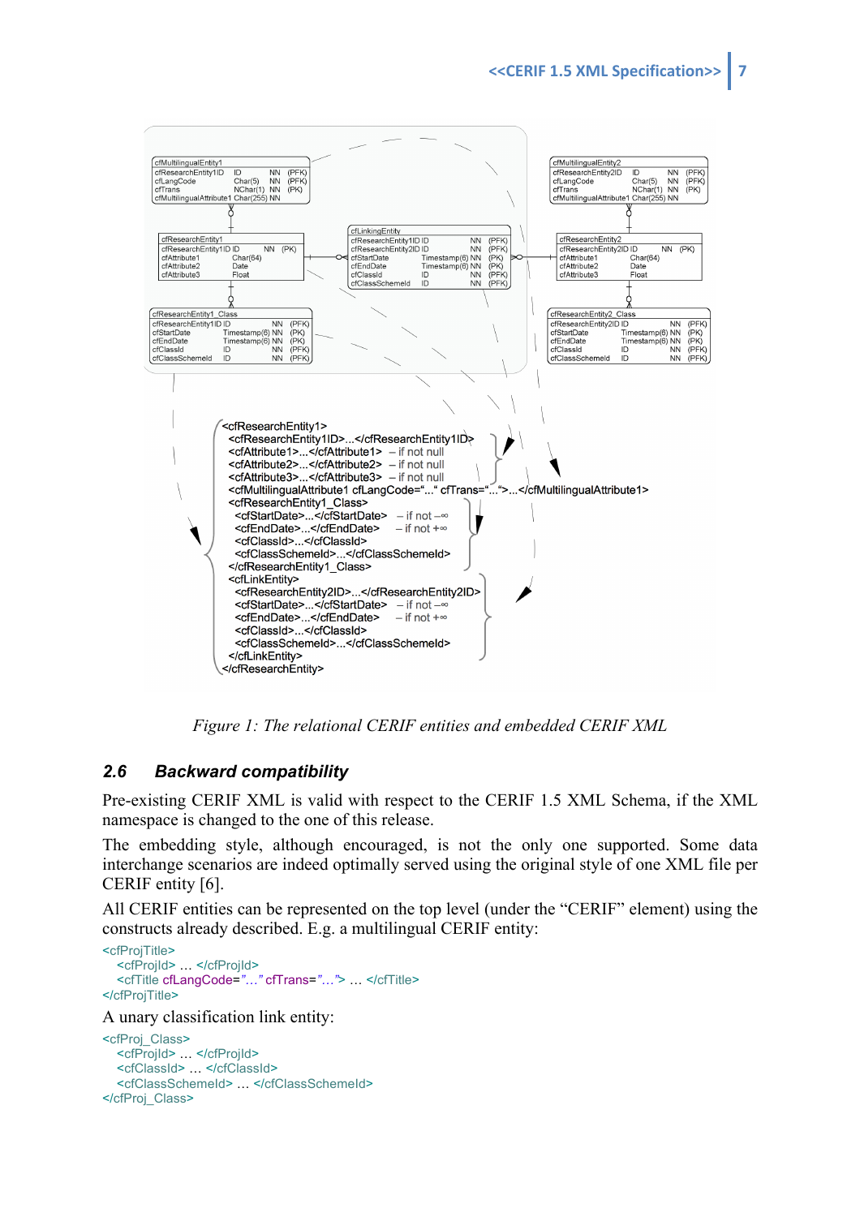```
cfMultilingualEntity1
cfResearchEntity1ID    ID          NN  (PFK)
cfLangCode             Char(5)     NN  (PFK)
cfTrans                NChar(1)    NN  (PK)
cfMultilingualAttribute1 Char(255) NN

cfResearchEntity1
cfResearchEntity1ID ID      NN  (PK)
cfAttribute1        Char(64)
cfAttribute2        Date
cfAttribute3        Float

cfResearchEntity1_Class
cfResearchEntity1ID ID            NN  (PFK)
cfStartDate         Timestamp(6)  NN  (PK)
cfEndDate           Timestamp(6)  NN  (PK)
cfClassId           ID            NN  (PFK)
cfClassSchemeId     ID            NN  (PFK)

cfLinkingEntity
cfResearchEntity1ID ID            NN  (PFK)
cfResearchEntity2ID ID            NN  (PFK)
cfStartDate         Timestamp(6)  NN  (PK)
cfEndDate           Timestamp(6)  NN  (PK)
cfClassId           ID            NN  (PFK)
cfClassSchemeId     ID            NN  (PFK)

cfMultilingualEntity2
cfResearchEntity2ID    ID          NN  (PFK)
cfLangCode             Char(5)     NN  (PFK)
cfTrans                NChar(1)    NN  (PK)
cfMultilingualAttribute1 Char(255) NN

cfResearchEntity2
cfResearchEntity2ID ID      NN  (PK)
cfAttribute1        Char(64)
cfAttribute2        Date
cfAttribute3        Float

cfResearchEntity2_Class
cfResearchEntity2ID ID            NN  (PFK)
cfStartDate         Timestamp(6)  NN  (PK)
cfEndDate           Timestamp(6)  NN  (PK)
cfClassId           ID            NN  (PFK)
cfClassSchemeId     ID            NN  (PFK)
```

```
<cfResearchEntity1>
  <cfResearchEntity1ID>...</cfResearchEntity1ID>
  <cfAttribute1>...</cfAttribute1>  – if not null
  <cfAttribute2>...</cfAttribute2>  – if not null
  <cfAttribute3>...</cfAttribute3>  – if not null
  <cfMultilingualAttribute1 cfLangCode="..." cfTrans="...">...</cfMultilingualAttribute1>
  <cfResearchEntity1_Class>
    <cfStartDate>...</cfStartDate>   – if not –∞
    <cfEndDate>...</cfEndDate>   – if not +∞
    <cfClassId>...</cfClassId>
    <cfClassSchemeId>...</cfClassSchemeId>
  </cfResearchEntity1_Class>
  <cfLinkEntity>
    <cfResearchEntity2ID>...</cfResearchEntity2ID>
    <cfStartDate>...</cfStartDate>   – if not –∞
    <cfEndDate>...</cfEndDate>   – if not +∞
    <cfClassId>...</cfClassId>
    <cfClassSchemeId>...</cfClassSchemeId>
  </cfLinkEntity>
</cfResearchEntity>
```

*Figure 1: The relational CERIF entities and embedded CERIF XML*

## 2.6 Backward compatibility

Pre-existing CERIF XML is valid with respect to the CERIF 1.5 XML Schema, if the XML namespace is changed to the one of this release.

The embedding style, although encouraged, is not the only one supported. Some data interchange scenarios are indeed optimally served using the original style of one XML file per CERIF entity [6].

All CERIF entities can be represented on the top level (under the "CERIF" element) using the constructs already described. E.g. a multilingual CERIF entity:

```
<cfProjTitle>
   <cfProjId> … </cfProjId>
   <cfTitle cfLangCode="…" cfTrans="…"> … </cfTitle>
</cfProjTitle>
```

A unary classification link entity:

```
<cfProj_Class>
   <cfProjId> … </cfProjId>
   <cfClassId> … </cfClassId>
   <cfClassSchemeId> … </cfClassSchemeId>
</cfProj_Class>
```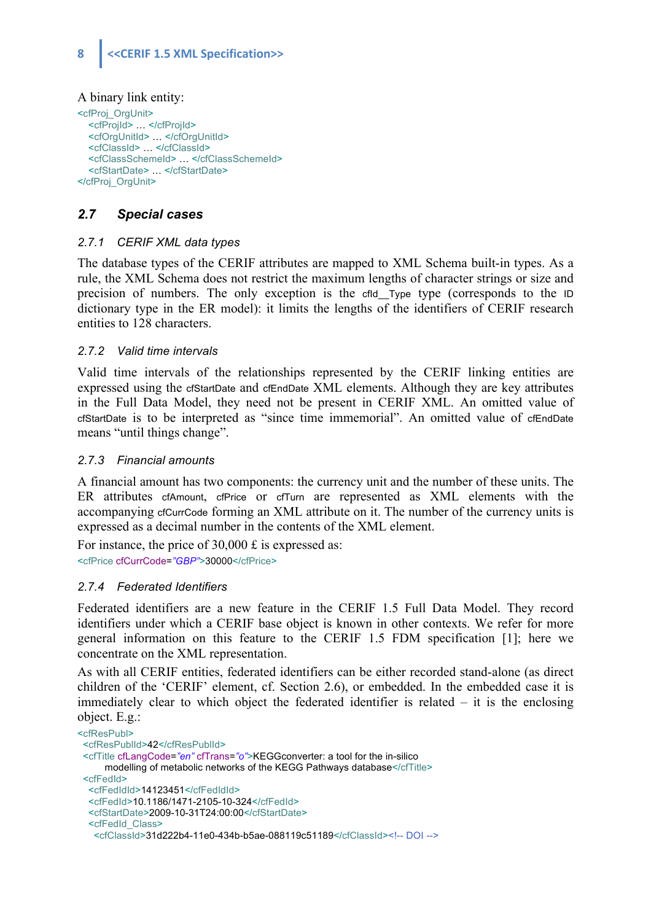A binary link entity:

```
<cfProj_OrgUnit>
  <cfProjId> … </cfProjId>
  <cfOrgUnitId> … </cfOrgUnitId>
  <cfClassId> … </cfClassId>
  <cfClassSchemeId> … </cfClassSchemeId>
  <cfStartDate> … </cfStartDate>
</cfProj_OrgUnit>
```

## 2.7 Special cases

### 2.7.1 CERIF XML data types

The database types of the CERIF attributes are mapped to XML Schema built-in types. As a rule, the XML Schema does not restrict the maximum lengths of character strings or size and precision of numbers. The only exception is the cfId__Type type (corresponds to the ID dictionary type in the ER model): it limits the lengths of the identifiers of CERIF research entities to 128 characters.

### 2.7.2 Valid time intervals

Valid time intervals of the relationships represented by the CERIF linking entities are expressed using the cfStartDate and cfEndDate XML elements. Although they are key attributes in the Full Data Model, they need not be present in CERIF XML. An omitted value of cfStartDate is to be interpreted as "since time immemorial". An omitted value of cfEndDate means "until things change".

### 2.7.3 Financial amounts

A financial amount has two components: the currency unit and the number of these units. The ER attributes cfAmount, cfPrice or cfTurn are represented as XML elements with the accompanying cfCurrCode forming an XML attribute on it. The number of the currency units is expressed as a decimal number in the contents of the XML element.

For instance, the price of 30,000 £ is expressed as:

```
<cfPrice cfCurrCode="GBP">30000</cfPrice>
```

### 2.7.4 Federated Identifiers

Federated identifiers are a new feature in the CERIF 1.5 Full Data Model. They record identifiers under which a CERIF base object is known in other contexts. We refer for more general information on this feature to the CERIF 1.5 FDM specification [1]; here we concentrate on the XML representation.

As with all CERIF entities, federated identifiers can be either recorded stand-alone (as direct children of the 'CERIF' element, cf. Section 2.6), or embedded. In the embedded case it is immediately clear to which object the federated identifier is related – it is the enclosing object. E.g.:

```
<cfResPubl>
 <cfResPublId>42</cfResPublId>
 <cfTitle cfLangCode="en" cfTrans="o">KEGGconverter: a tool for the in-silico
       modelling of metabolic networks of the KEGG Pathways database</cfTitle>
 <cfFedId>
  <cfFedIdId>14123451</cfFedIdId>
  <cfFedId>10.1186/1471-2105-10-324</cfFedId>
  <cfStartDate>2009-10-31T24:00:00</cfStartDate>
  <cfFedId_Class>
   <cfClassId>31d222b4-11e0-434b-b5ae-088119c51189</cfClassId><!-- DOI -->
```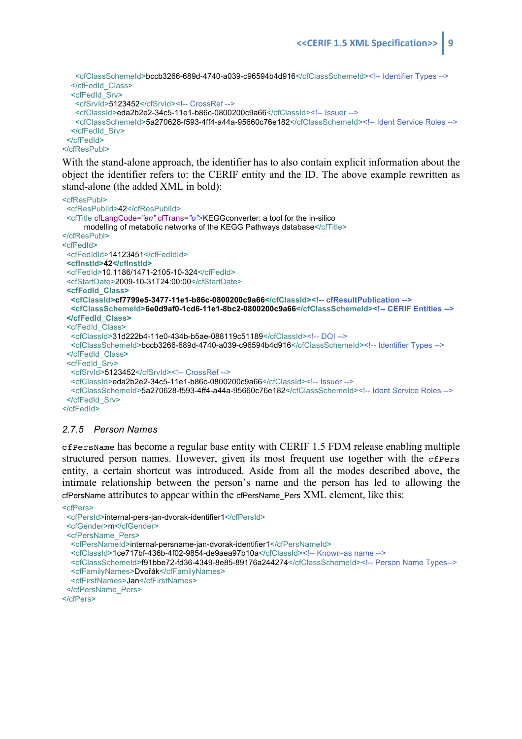```xml
      <cfClassSchemeId>bccb3266-689d-4740-a039-c96594b4d916</cfClassSchemeId><!-- Identifier Types -->
    </cfFedId_Class>
    <cfFedId_Srv>
      <cfSrvId>5123452</cfSrvId><!-- CrossRef -->
      <cfClassId>eda2b2e2-34c5-11e1-b86c-0800200c9a66</cfClassId><!-- Issuer -->
      <cfClassSchemeId>5a270628-f593-4ff4-a44a-95660c76e182</cfClassSchemeId><!-- Ident Service Roles -->
    </cfFedId_Srv>
  </cfFedId>
</cfResPubl>
```

With the stand-alone approach, the identifier has to also contain explicit information about the object the identifier refers to: the CERIF entity and the ID. The above example rewritten as stand-alone (the added XML in bold):

```xml
<cfResPubl>
  <cfResPublId>42</cfResPublId>
  <cfTitle cfLangCode="en" cfTrans="o">KEGGconverter: a tool for the in-silico
        modelling of metabolic networks of the KEGG Pathways database</cfTitle>
</cfResPubl>
<cfFedId>
  <cfFedIdId>14123451</cfFedIdId>
  <cfInstId>42</cfInstId>
  <cfFedId>10.1186/1471-2105-10-324</cfFedId>
  <cfStartDate>2009-10-31T24:00:00</cfStartDate>
  <cfFedId_Class>
    <cfClassId>cf7799e5-3477-11e1-b86c-0800200c9a66</cfClassId><!-- cfResultPublication -->
    <cfClassSchemeId>6e0d9af0-1cd6-11e1-8bc2-0800200c9a66</cfClassSchemeId><!-- CERIF Entities -->
  </cfFedId_Class>
  <cfFedId_Class>
    <cfClassId>31d222b4-11e0-434b-b5ae-088119c51189</cfClassId><!-- DOI -->
    <cfClassSchemeId>bccb3266-689d-4740-a039-c96594b4d916</cfClassSchemeId><!-- Identifier Types -->
  </cfFedId_Class>
  <cfFedId_Srv>
    <cfSrvId>5123452</cfSrvId><!-- CrossRef -->
    <cfClassId>eda2b2e2-34c5-11e1-b86c-0800200c9a66</cfClassId><!-- Issuer -->
    <cfClassSchemeId>5a270628-f593-4ff4-a44a-95660c76e182</cfClassSchemeId><!-- Ident Service Roles -->
  </cfFedId_Srv>
</cfFedId>
```

### 2.7.5 Person Names

`cfPersName` has become a regular base entity with CERIF 1.5 FDM release enabling multiple structured person names. However, given its most frequent use together with the `cfPers` entity, a certain shortcut was introduced. Aside from all the modes described above, the intimate relationship between the person's name and the person has led to allowing the cfPersName attributes to appear within the cfPersName_Pers XML element, like this:

```xml
<cfPers>
  <cfPersId>internal-pers-jan-dvorak-identifier1</cfPersId>
  <cfGender>m</cfGender>
  <cfPersName_Pers>
    <cfPersNameId>internal-persname-jan-dvorak-identifier1</cfPersNameId>
    <cfClassId>1ce717bf-436b-4f02-9854-de9aea97b10a</cfClassId><!-- Known-as name -->
    <cfClassSchemeId>f91bbe72-fd36-4349-8e85-89176a244274</cfClassSchemeId><!-- Person Name Types-->
    <cfFamilyNames>Dvořák</cfFamilyNames>
    <cfFirstNames>Jan</cfFirstNames>
  </cfPersName_Pers>
</cfPers>
```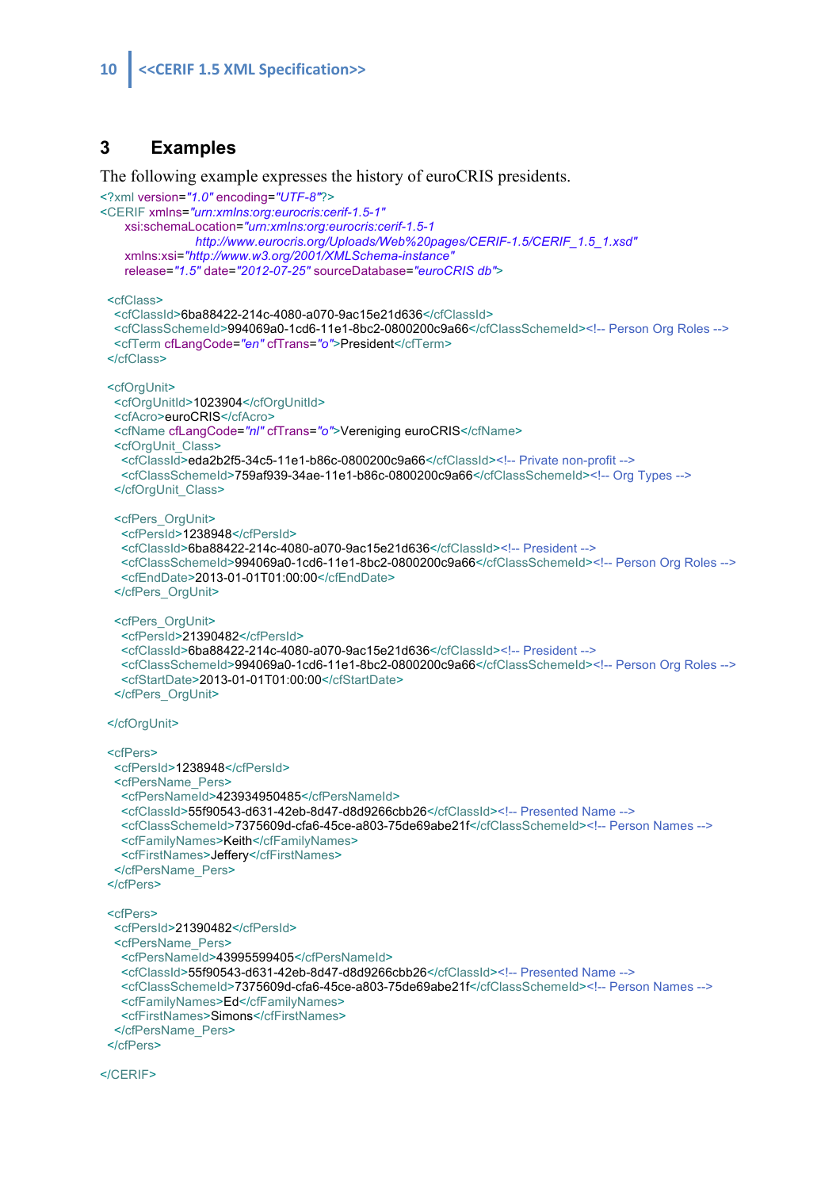# 3 Examples

The following example expresses the history of euroCRIS presidents.

```xml
<?xml version="1.0" encoding="UTF-8"?>
<CERIF xmlns="urn:xmlns:org:eurocris:cerif-1.5-1"
      xsi:schemaLocation="urn:xmlns:org:eurocris:cerif-1.5-1
                      http://www.eurocris.org/Uploads/Web%20pages/CERIF-1.5/CERIF_1.5_1.xsd"
      xmlns:xsi="http://www.w3.org/2001/XMLSchema-instance"
      release="1.5" date="2012-07-25" sourceDatabase="euroCRIS db">

  <cfClass>
    <cfClassId>6ba88422-214c-4080-a070-9ac15e21d636</cfClassId>
    <cfClassSchemeId>994069a0-1cd6-11e1-8bc2-0800200c9a66</cfClassSchemeId><!-- Person Org Roles -->
    <cfTerm cfLangCode="en" cfTrans="o">President</cfTerm>
  </cfClass>

  <cfOrgUnit>
    <cfOrgUnitId>1023904</cfOrgUnitId>
    <cfAcro>euroCRIS</cfAcro>
    <cfName cfLangCode="nl" cfTrans="o">Vereniging euroCRIS</cfName>
    <cfOrgUnit_Class>
      <cfClassId>eda2b2f5-34c5-11e1-b86c-0800200c9a66</cfClassId><!-- Private non-profit -->
      <cfClassSchemeId>759af939-34ae-11e1-b86c-0800200c9a66</cfClassSchemeId><!-- Org Types -->
    </cfOrgUnit_Class>

    <cfPers_OrgUnit>
      <cfPersId>1238948</cfPersId>
      <cfClassId>6ba88422-214c-4080-a070-9ac15e21d636</cfClassId><!-- President -->
      <cfClassSchemeId>994069a0-1cd6-11e1-8bc2-0800200c9a66</cfClassSchemeId><!-- Person Org Roles -->
      <cfEndDate>2013-01-01T01:00:00</cfEndDate>
    </cfPers_OrgUnit>

    <cfPers_OrgUnit>
      <cfPersId>21390482</cfPersId>
      <cfClassId>6ba88422-214c-4080-a070-9ac15e21d636</cfClassId><!-- President -->
      <cfClassSchemeId>994069a0-1cd6-11e1-8bc2-0800200c9a66</cfClassSchemeId><!-- Person Org Roles -->
      <cfStartDate>2013-01-01T01:00:00</cfStartDate>
    </cfPers_OrgUnit>

  </cfOrgUnit>

  <cfPers>
    <cfPersId>1238948</cfPersId>
    <cfPersName_Pers>
      <cfPersNameId>423934950485</cfPersNameId>
      <cfClassId>55f90543-d631-42eb-8d47-d8d9266cbb26</cfClassId><!-- Presented Name -->
      <cfClassSchemeId>7375609d-cfa6-45ce-a803-75de69abe21f</cfClassSchemeId><!-- Person Names -->
      <cfFamilyNames>Keith</cfFamilyNames>
      <cfFirstNames>Jeffery</cfFirstNames>
    </cfPersName_Pers>
  </cfPers>

  <cfPers>
    <cfPersId>21390482</cfPersId>
    <cfPersName_Pers>
      <cfPersNameId>43995599405</cfPersNameId>
      <cfClassId>55f90543-d631-42eb-8d47-d8d9266cbb26</cfClassId><!-- Presented Name -->
      <cfClassSchemeId>7375609d-cfa6-45ce-a803-75de69abe21f</cfClassSchemeId><!-- Person Names -->
      <cfFamilyNames>Ed</cfFamilyNames>
      <cfFirstNames>Simons</cfFirstNames>
    </cfPersName_Pers>
  </cfPers>

</CERIF>
```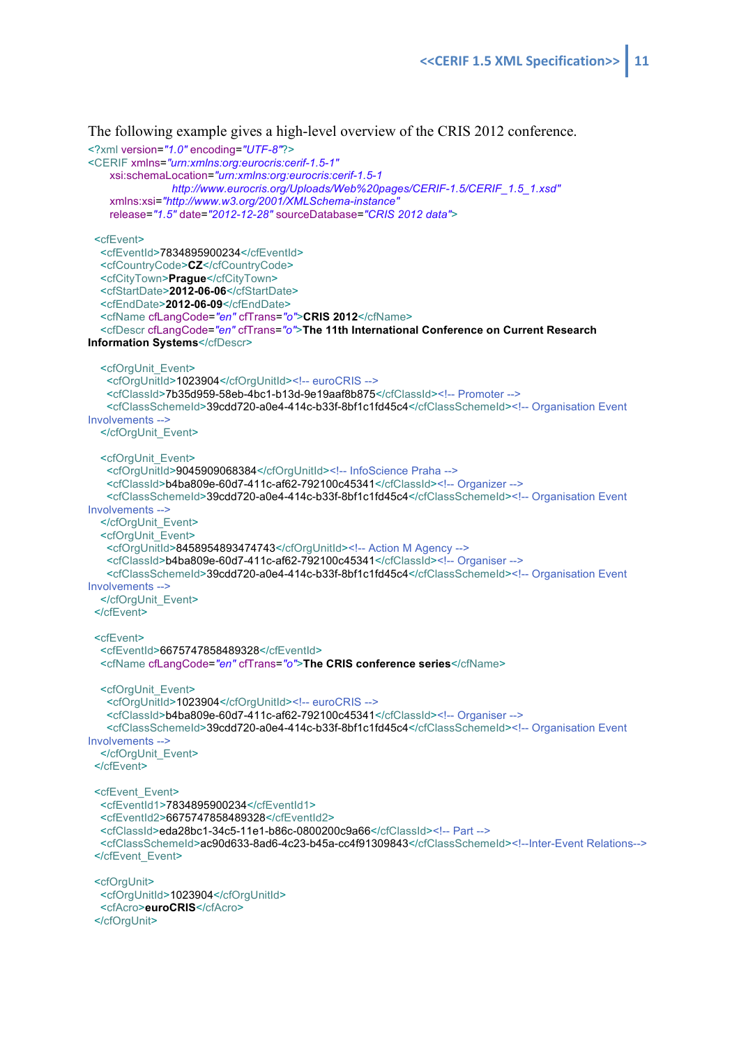The following example gives a high-level overview of the CRIS 2012 conference.

```xml
<?xml version="1.0" encoding="UTF-8"?>
<CERIF xmlns="urn:xmlns:org:eurocris:cerif-1.5-1"
      xsi:schemaLocation="urn:xmlns:org:eurocris:cerif-1.5-1
                        http://www.eurocris.org/Uploads/Web%20pages/CERIF-1.5/CERIF_1.5_1.xsd"
      xmlns:xsi="http://www.w3.org/2001/XMLSchema-instance"
      release="1.5" date="2012-12-28" sourceDatabase="CRIS 2012 data">

  <cfEvent>
    <cfEventId>7834895900234</cfEventId>
    <cfCountryCode>CZ</cfCountryCode>
    <cfCityTown>Prague</cfCityTown>
    <cfStartDate>2012-06-06</cfStartDate>
    <cfEndDate>2012-06-09</cfEndDate>
    <cfName cfLangCode="en" cfTrans="o">CRIS 2012</cfName>
    <cfDescr cfLangCode="en" cfTrans="o">The 11th International Conference on Current Research
Information Systems</cfDescr>

    <cfOrgUnit_Event>
      <cfOrgUnitId>1023904</cfOrgUnitId><!-- euroCRIS -->
      <cfClassId>7b35d959-58eb-4bc1-b13d-9e19aaf8b875</cfClassId><!-- Promoter -->
      <cfClassSchemeId>39cdd720-a0e4-414c-b33f-8bf1c1fd45c4</cfClassSchemeId><!-- Organisation Event
Involvements -->
    </cfOrgUnit_Event>

    <cfOrgUnit_Event>
      <cfOrgUnitId>9045909068384</cfOrgUnitId><!-- InfoScience Praha -->
      <cfClassId>b4ba809e-60d7-411c-af62-792100c45341</cfClassId><!-- Organizer -->
      <cfClassSchemeId>39cdd720-a0e4-414c-b33f-8bf1c1fd45c4</cfClassSchemeId><!-- Organisation Event
Involvements -->
    </cfOrgUnit_Event>
    <cfOrgUnit_Event>
      <cfOrgUnitId>8458954893474743</cfOrgUnitId><!-- Action M Agency -->
      <cfClassId>b4ba809e-60d7-411c-af62-792100c45341</cfClassId><!-- Organiser -->
      <cfClassSchemeId>39cdd720-a0e4-414c-b33f-8bf1c1fd45c4</cfClassSchemeId><!-- Organisation Event
Involvements -->
    </cfOrgUnit_Event>
  </cfEvent>

  <cfEvent>
    <cfEventId>6675747858489328</cfEventId>
    <cfName cfLangCode="en" cfTrans="o">The CRIS conference series</cfName>

    <cfOrgUnit_Event>
      <cfOrgUnitId>1023904</cfOrgUnitId><!-- euroCRIS -->
      <cfClassId>b4ba809e-60d7-411c-af62-792100c45341</cfClassId><!-- Organiser -->
      <cfClassSchemeId>39cdd720-a0e4-414c-b33f-8bf1c1fd45c4</cfClassSchemeId><!-- Organisation Event
Involvements -->
    </cfOrgUnit_Event>
  </cfEvent>

  <cfEvent_Event>
    <cfEventId1>7834895900234</cfEventId1>
    <cfEventId2>6675747858489328</cfEventId2>
    <cfClassId>eda28bc1-34c5-11e1-b86c-0800200c9a66</cfClassId><!-- Part -->
    <cfClassSchemeId>ac90d633-8ad6-4c23-b45a-cc4f91309843</cfClassSchemeId><!--Inter-Event Relations-->
  </cfEvent_Event>

  <cfOrgUnit>
    <cfOrgUnitId>1023904</cfOrgUnitId>
    <cfAcro>euroCRIS</cfAcro>
  </cfOrgUnit>
```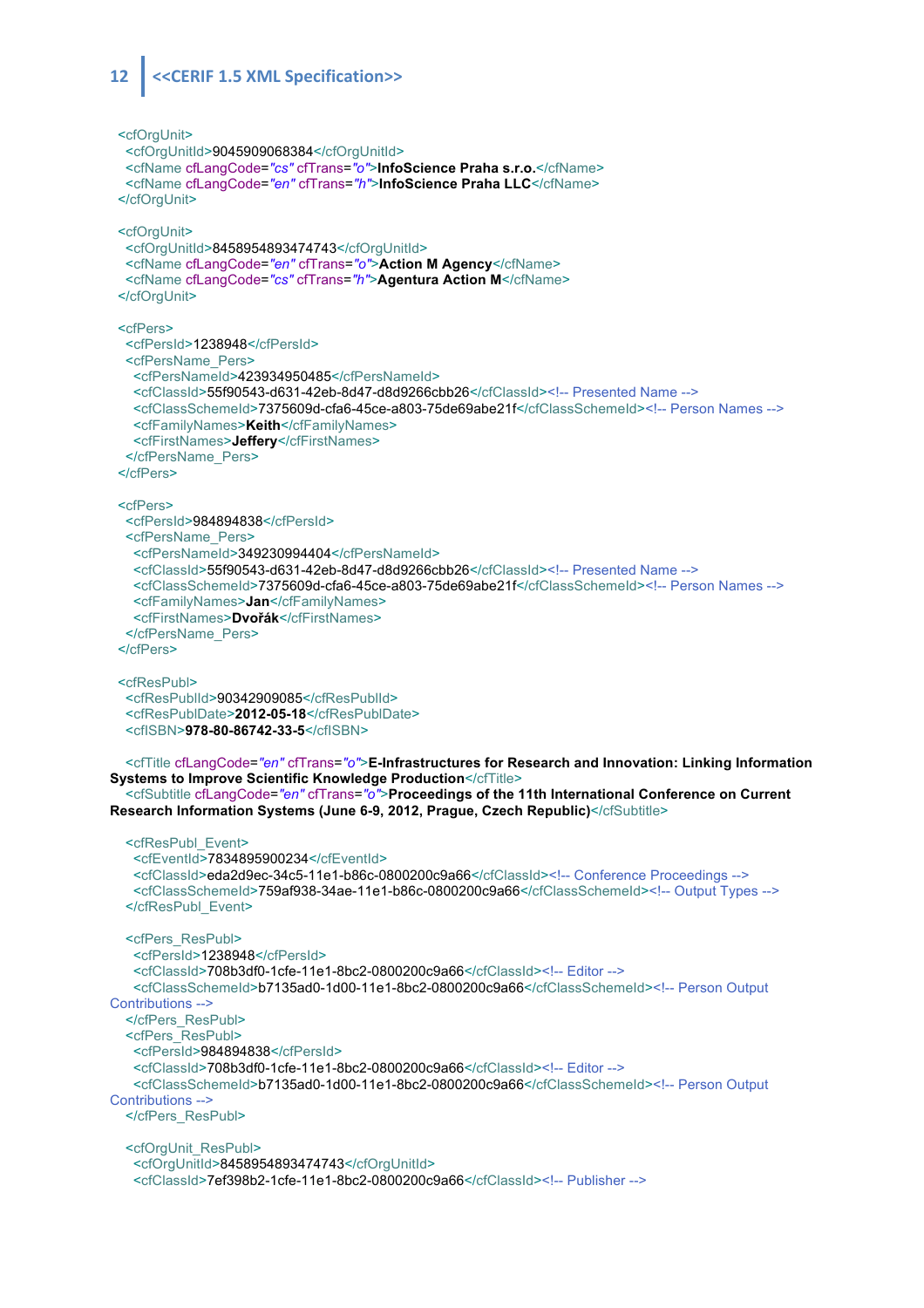```xml
<cfOrgUnit>
  <cfOrgUnitId>9045909068384</cfOrgUnitId>
  <cfName cfLangCode="cs" cfTrans="o">InfoScience Praha s.r.o.</cfName>
  <cfName cfLangCode="en" cfTrans="h">InfoScience Praha LLC</cfName>
</cfOrgUnit>

<cfOrgUnit>
  <cfOrgUnitId>8458954893474743</cfOrgUnitId>
  <cfName cfLangCode="en" cfTrans="o">Action M Agency</cfName>
  <cfName cfLangCode="cs" cfTrans="h">Agentura Action M</cfName>
</cfOrgUnit>

<cfPers>
  <cfPersId>1238948</cfPersId>
  <cfPersName_Pers>
    <cfPersNameId>423934950485</cfPersNameId>
    <cfClassId>55f90543-d631-42eb-8d47-d8d9266cbb26</cfClassId><!-- Presented Name -->
    <cfClassSchemeId>7375609d-cfa6-45ce-a803-75de69abe21f</cfClassSchemeId><!-- Person Names -->
    <cfFamilyNames>Keith</cfFamilyNames>
    <cfFirstNames>Jeffery</cfFirstNames>
  </cfPersName_Pers>
</cfPers>

<cfPers>
  <cfPersId>984894838</cfPersId>
  <cfPersName_Pers>
    <cfPersNameId>349230994404</cfPersNameId>
    <cfClassId>55f90543-d631-42eb-8d47-d8d9266cbb26</cfClassId><!-- Presented Name -->
    <cfClassSchemeId>7375609d-cfa6-45ce-a803-75de69abe21f</cfClassSchemeId><!-- Person Names -->
    <cfFamilyNames>Jan</cfFamilyNames>
    <cfFirstNames>Dvořák</cfFirstNames>
  </cfPersName_Pers>
</cfPers>

<cfResPubl>
  <cfResPublId>90342909085</cfResPublId>
  <cfResPublDate>2012-05-18</cfResPublDate>
  <cfISBN>978-80-86742-33-5</cfISBN>

  <cfTitle cfLangCode="en" cfTrans="o">E-Infrastructures for Research and Innovation: Linking Information
Systems to Improve Scientific Knowledge Production</cfTitle>
  <cfSubtitle cfLangCode="en" cfTrans="o">Proceedings of the 11th International Conference on Current
Research Information Systems (June 6-9, 2012, Prague, Czech Republic)</cfSubtitle>

  <cfResPubl_Event>
    <cfEventId>7834895900234</cfEventId>
    <cfClassId>eda2d9ec-34c5-11e1-b86c-0800200c9a66</cfClassId><!-- Conference Proceedings -->
    <cfClassSchemeId>759af938-34ae-11e1-b86c-0800200c9a66</cfClassSchemeId><!-- Output Types -->
  </cfResPubl_Event>

  <cfPers_ResPubl>
    <cfPersId>1238948</cfPersId>
    <cfClassId>708b3df0-1cfe-11e1-8bc2-0800200c9a66</cfClassId><!-- Editor -->
    <cfClassSchemeId>b7135ad0-1d00-11e1-8bc2-0800200c9a66</cfClassSchemeId><!-- Person Output
Contributions -->
  </cfPers_ResPubl>
  <cfPers_ResPubl>
    <cfPersId>984894838</cfPersId>
    <cfClassId>708b3df0-1cfe-11e1-8bc2-0800200c9a66</cfClassId><!-- Editor -->
    <cfClassSchemeId>b7135ad0-1d00-11e1-8bc2-0800200c9a66</cfClassSchemeId><!-- Person Output
Contributions -->
  </cfPers_ResPubl>

  <cfOrgUnit_ResPubl>
    <cfOrgUnitId>8458954893474743</cfOrgUnitId>
    <cfClassId>7ef398b2-1cfe-11e1-8bc2-0800200c9a66</cfClassId><!-- Publisher -->
```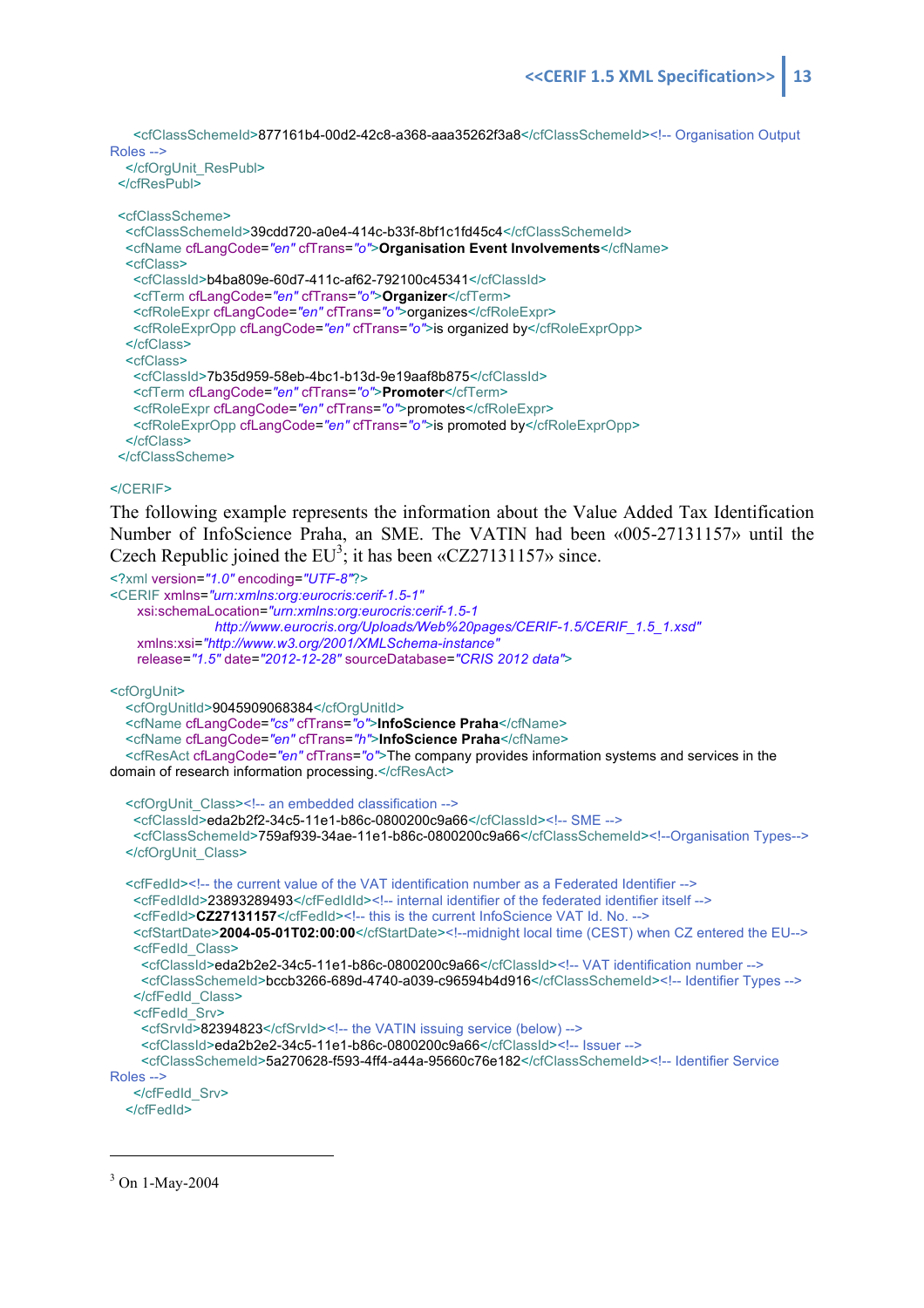```
    <cfClassSchemeId>877161b4-00d2-42c8-a368-aaa35262f3a8</cfClassSchemeId><!-- Organisation Output
Roles -->
   </cfOrgUnit_ResPubl>
  </cfResPubl>

  <cfClassScheme>
   <cfClassSchemeId>39cdd720-a0e4-414c-b33f-8bf1c1fd45c4</cfClassSchemeId>
   <cfName cfLangCode="en" cfTrans="o">Organisation Event Involvements</cfName>
   <cfClass>
    <cfClassId>b4ba809e-60d7-411c-af62-792100c45341</cfClassId>
    <cfTerm cfLangCode="en" cfTrans="o">Organizer</cfTerm>
    <cfRoleExpr cfLangCode="en" cfTrans="o">organizes</cfRoleExpr>
    <cfRoleExprOpp cfLangCode="en" cfTrans="o">is organized by</cfRoleExprOpp>
   </cfClass>
   <cfClass>
    <cfClassId>7b35d959-58eb-4bc1-b13d-9e19aaf8b875</cfClassId>
    <cfTerm cfLangCode="en" cfTrans="o">Promoter</cfTerm>
    <cfRoleExpr cfLangCode="en" cfTrans="o">promotes</cfRoleExpr>
    <cfRoleExprOpp cfLangCode="en" cfTrans="o">is promoted by</cfRoleExprOpp>
   </cfClass>
  </cfClassScheme>

</CERIF>
```

The following example represents the information about the Value Added Tax Identification Number of InfoScience Praha, an SME. The VATIN had been «005-27131157» until the Czech Republic joined the EU[3]; it has been «CZ27131157» since.

```
<?xml version="1.0" encoding="UTF-8"?>
<CERIF xmlns="urn:xmlns:org:eurocris:cerif-1.5-1"
      xsi:schemaLocation="urn:xmlns:org:eurocris:cerif-1.5-1
                    http://www.eurocris.org/Uploads/Web%20pages/CERIF-1.5/CERIF_1.5_1.xsd"
      xmlns:xsi="http://www.w3.org/2001/XMLSchema-instance"
      release="1.5" date="2012-12-28" sourceDatabase="CRIS 2012 data">

<cfOrgUnit>
   <cfOrgUnitId>9045909068384</cfOrgUnitId>
   <cfName cfLangCode="cs" cfTrans="o">InfoScience Praha</cfName>
   <cfName cfLangCode="en" cfTrans="h">InfoScience Praha</cfName>
   <cfResAct cfLangCode="en" cfTrans="o">The company provides information systems and services in the
domain of research information processing.</cfResAct>

   <cfOrgUnit_Class><!-- an embedded classification -->
    <cfClassId>eda2b2f2-34c5-11e1-b86c-0800200c9a66</cfClassId><!-- SME -->
    <cfClassSchemeId>759af939-34ae-11e1-b86c-0800200c9a66</cfClassSchemeId><!--Organisation Types-->
   </cfOrgUnit_Class>

   <cfFedId><!-- the current value of the VAT identification number as a Federated Identifier -->
    <cfFedIdId>23893289493</cfFedIdId><!-- internal identifier of the federated identifier itself -->
    <cfFedId>CZ27131157</cfFedId><!-- this is the current InfoScience VAT Id. No. -->
    <cfStartDate>2004-05-01T02:00:00</cfStartDate><!--midnight local time (CEST) when CZ entered the EU-->
    <cfFedId_Class>
     <cfClassId>eda2b2e2-34c5-11e1-b86c-0800200c9a66</cfClassId><!-- VAT identification number -->
     <cfClassSchemeId>bccb3266-689d-4740-a039-c96594b4d916</cfClassSchemeId><!-- Identifier Types -->
    </cfFedId_Class>
    <cfFedId_Srv>
     <cfSrvId>82394823</cfSrvId><!-- the VATIN issuing service (below) -->
     <cfClassId>eda2b2e2-34c5-11e1-b86c-0800200c9a66</cfClassId><!-- Issuer -->
     <cfClassSchemeId>5a270628-f593-4ff4-a44a-95660c76e182</cfClassSchemeId><!-- Identifier Service
Roles -->
    </cfFedId_Srv>
   </cfFedId>
```

[3] On 1-May-2004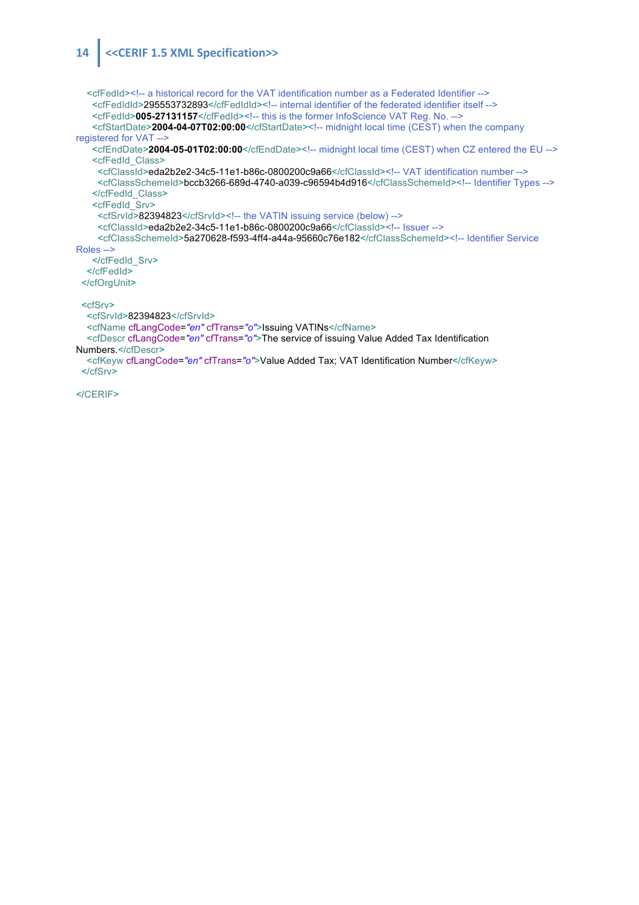```xml
    <cfFedId><!-- a historical record for the VAT identification number as a Federated Identifier -->
      <cfFedIdId>295553732893</cfFedIdId><!-- internal identifier of the federated identifier itself -->
      <cfFedId>005-27131157</cfFedId><!-- this is the former InfoScience VAT Reg. No. -->
      <cfStartDate>2004-04-07T02:00:00</cfStartDate><!-- midnight local time (CEST) when the company 
registered for VAT -->
      <cfEndDate>2004-05-01T02:00:00</cfEndDate><!-- midnight local time (CEST) when CZ entered the EU -->
      <cfFedId_Class>
        <cfClassId>eda2b2e2-34c5-11e1-b86c-0800200c9a66</cfClassId><!-- VAT identification number -->
        <cfClassSchemeId>bccb3266-689d-4740-a039-c96594b4d916</cfClassSchemeId><!-- Identifier Types -->
      </cfFedId_Class>
      <cfFedId_Srv>
        <cfSrvId>82394823</cfSrvId><!-- the VATIN issuing service (below) -->
        <cfClassId>eda2b2e2-34c5-11e1-b86c-0800200c9a66</cfClassId><!-- Issuer -->
        <cfClassSchemeId>5a270628-f593-4ff4-a44a-95660c76e182</cfClassSchemeId><!-- Identifier Service 
Roles -->
      </cfFedId_Srv>
    </cfFedId>
  </cfOrgUnit>

  <cfSrv>
    <cfSrvId>82394823</cfSrvId>
    <cfName cfLangCode="en" cfTrans="o">Issuing VATINs</cfName>
    <cfDescr cfLangCode="en" cfTrans="o">The service of issuing Value Added Tax Identification 
Numbers.</cfDescr>
    <cfKeyw cfLangCode="en" cfTrans="o">Value Added Tax; VAT Identification Number</cfKeyw>
  </cfSrv>

</CERIF>
```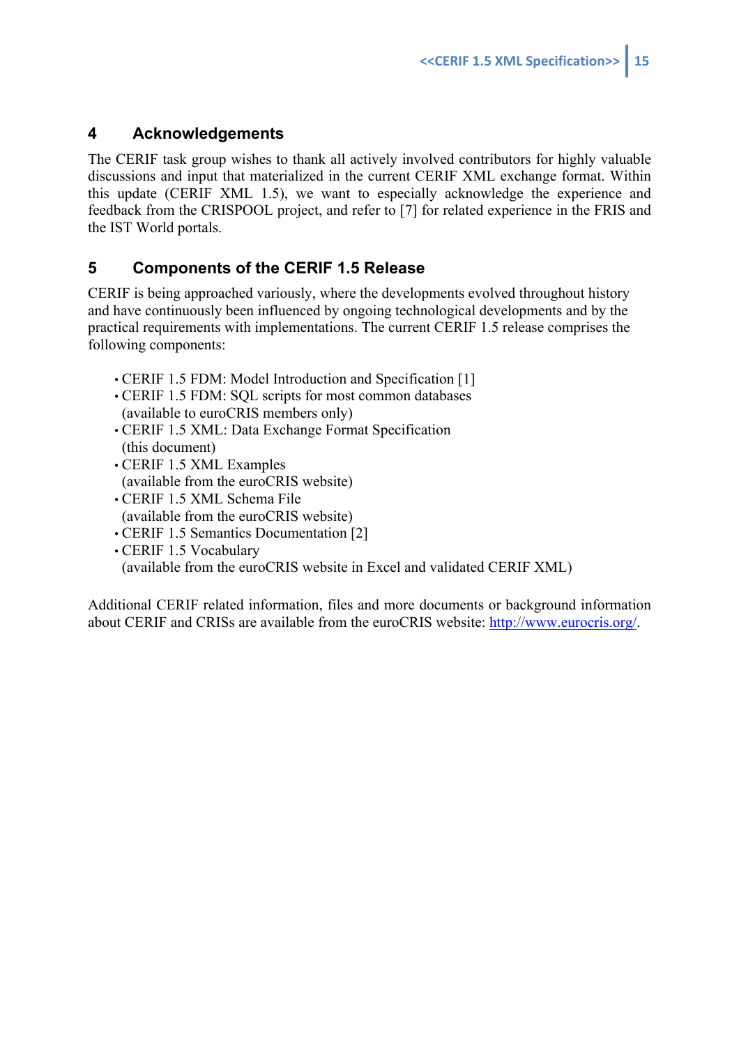## 4 Acknowledgements

The CERIF task group wishes to thank all actively involved contributors for highly valuable discussions and input that materialized in the current CERIF XML exchange format. Within this update (CERIF XML 1.5), we want to especially acknowledge the experience and feedback from the CRISPOOL project, and refer to [7] for related experience in the FRIS and the IST World portals.

## 5 Components of the CERIF 1.5 Release

CERIF is being approached variously, where the developments evolved throughout history and have continuously been influenced by ongoing technological developments and by the practical requirements with implementations. The current CERIF 1.5 release comprises the following components:

- CERIF 1.5 FDM: Model Introduction and Specification [1]
- CERIF 1.5 FDM: SQL scripts for most common databases (available to euroCRIS members only)
- CERIF 1.5 XML: Data Exchange Format Specification (this document)
- CERIF 1.5 XML Examples (available from the euroCRIS website)
- CERIF 1.5 XML Schema File (available from the euroCRIS website)
- CERIF 1.5 Semantics Documentation [2]
- CERIF 1.5 Vocabulary (available from the euroCRIS website in Excel and validated CERIF XML)

Additional CERIF related information, files and more documents or background information about CERIF and CRISs are available from the euroCRIS website: http://www.eurocris.org/.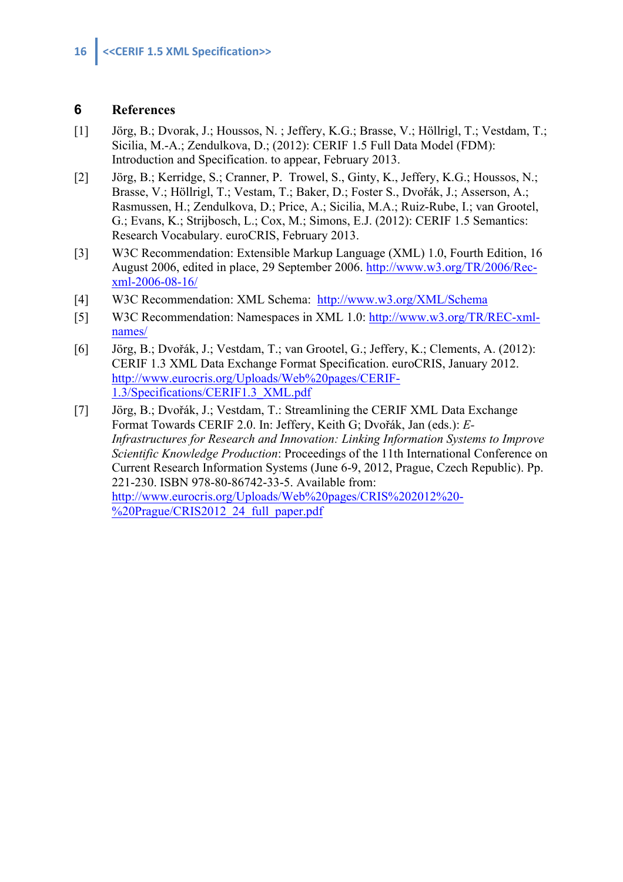# 6 References

[1] Jörg, B.; Dvorak, J.; Houssos, N. ; Jeffery, K.G.; Brasse, V.; Höllrigl, T.; Vestdam, T.; Sicilia, M.-A.; Zendulkova, D.; (2012): CERIF 1.5 Full Data Model (FDM): Introduction and Specification. to appear, February 2013.

[2] Jörg, B.; Kerridge, S.; Cranner, P. Trowel, S., Ginty, K., Jeffery, K.G.; Houssos, N.; Brasse, V.; Höllrigl, T.; Vestam, T.; Baker, D.; Foster S., Dvořák, J.; Asserson, A.; Rasmussen, H.; Zendulkova, D.; Price, A.; Sicilia, M.A.; Ruiz-Rube, I.; van Grootel, G.; Evans, K.; Strijbosch, L.; Cox, M.; Simons, E.J. (2012): CERIF 1.5 Semantics: Research Vocabulary. euroCRIS, February 2013.

[3] W3C Recommendation: Extensible Markup Language (XML) 1.0, Fourth Edition, 16 August 2006, edited in place, 29 September 2006. http://www.w3.org/TR/2006/Rec-xml-2006-08-16/

[4] W3C Recommendation: XML Schema: http://www.w3.org/XML/Schema

[5] W3C Recommendation: Namespaces in XML 1.0: http://www.w3.org/TR/REC-xml-names/

[6] Jörg, B.; Dvořák, J.; Vestdam, T.; van Grootel, G.; Jeffery, K.; Clements, A. (2012): CERIF 1.3 XML Data Exchange Format Specification. euroCRIS, January 2012. http://www.eurocris.org/Uploads/Web%20pages/CERIF-1.3/Specifications/CERIF1.3_XML.pdf

[7] Jörg, B.; Dvořák, J.; Vestdam, T.: Streamlining the CERIF XML Data Exchange Format Towards CERIF 2.0. In: Jeffery, Keith G; Dvořák, Jan (eds.): *E-Infrastructures for Research and Innovation: Linking Information Systems to Improve Scientific Knowledge Production*: Proceedings of the 11th International Conference on Current Research Information Systems (June 6-9, 2012, Prague, Czech Republic). Pp. 221-230. ISBN 978-80-86742-33-5. Available from: http://www.eurocris.org/Uploads/Web%20pages/CRIS%202012%20-%20Prague/CRIS2012_24_full_paper.pdf